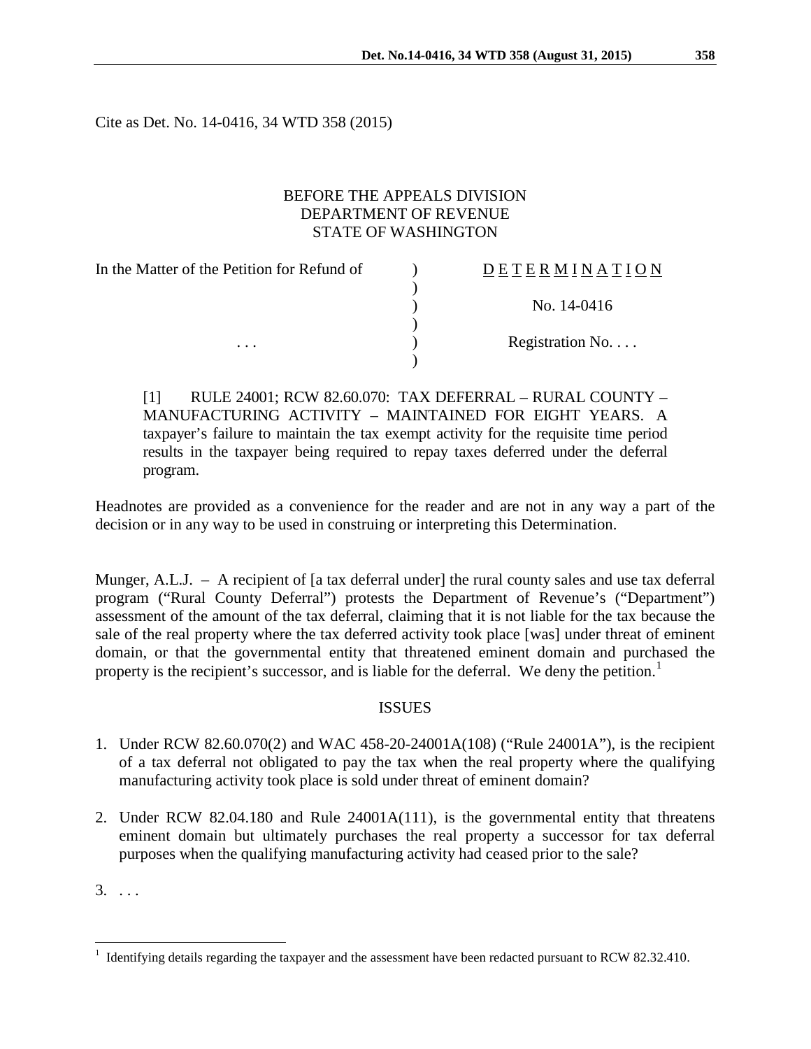Cite as Det. No. 14-0416, 34 WTD 358 (2015)

BEFORE THE APPEALS DIVISION
DEPARTMENT OF REVENUE
STATE OF WASHINGTON

| In the Matter of the Petition for Refund of | ) | DETERMINATION |
|---|---|---|
| | ) | |
| | ) | No. 14-0416 |
| | ) | |
| . . . | ) | Registration No. . . . |
| | ) | |

[1] RULE 24001; RCW 82.60.070: TAX DEFERRAL – RURAL COUNTY – MANUFACTURING ACTIVITY – MAINTAINED FOR EIGHT YEARS. A taxpayer's failure to maintain the tax exempt activity for the requisite time period results in the taxpayer being required to repay taxes deferred under the deferral program.

Headnotes are provided as a convenience for the reader and are not in any way a part of the decision or in any way to be used in construing or interpreting this Determination.

Munger, A.L.J. – A recipient of [a tax deferral under] the rural county sales and use tax deferral program ("Rural County Deferral") protests the Department of Revenue's ("Department") assessment of the amount of the tax deferral, claiming that it is not liable for the tax because the sale of the real property where the tax deferred activity took place [was] under threat of eminent domain, or that the governmental entity that threatened eminent domain and purchased the property is the recipient's successor, and is liable for the deferral. We deny the petition.[1]

## ISSUES

1. Under RCW 82.60.070(2) and WAC 458-20-24001A(108) ("Rule 24001A"), is the recipient of a tax deferral not obligated to pay the tax when the real property where the qualifying manufacturing activity took place is sold under threat of eminent domain?

2. Under RCW 82.04.180 and Rule 24001A(111), is the governmental entity that threatens eminent domain but ultimately purchases the real property a successor for tax deferral purposes when the qualifying manufacturing activity had ceased prior to the sale?

3. . . .

[1] Identifying details regarding the taxpayer and the assessment have been redacted pursuant to RCW 82.32.410.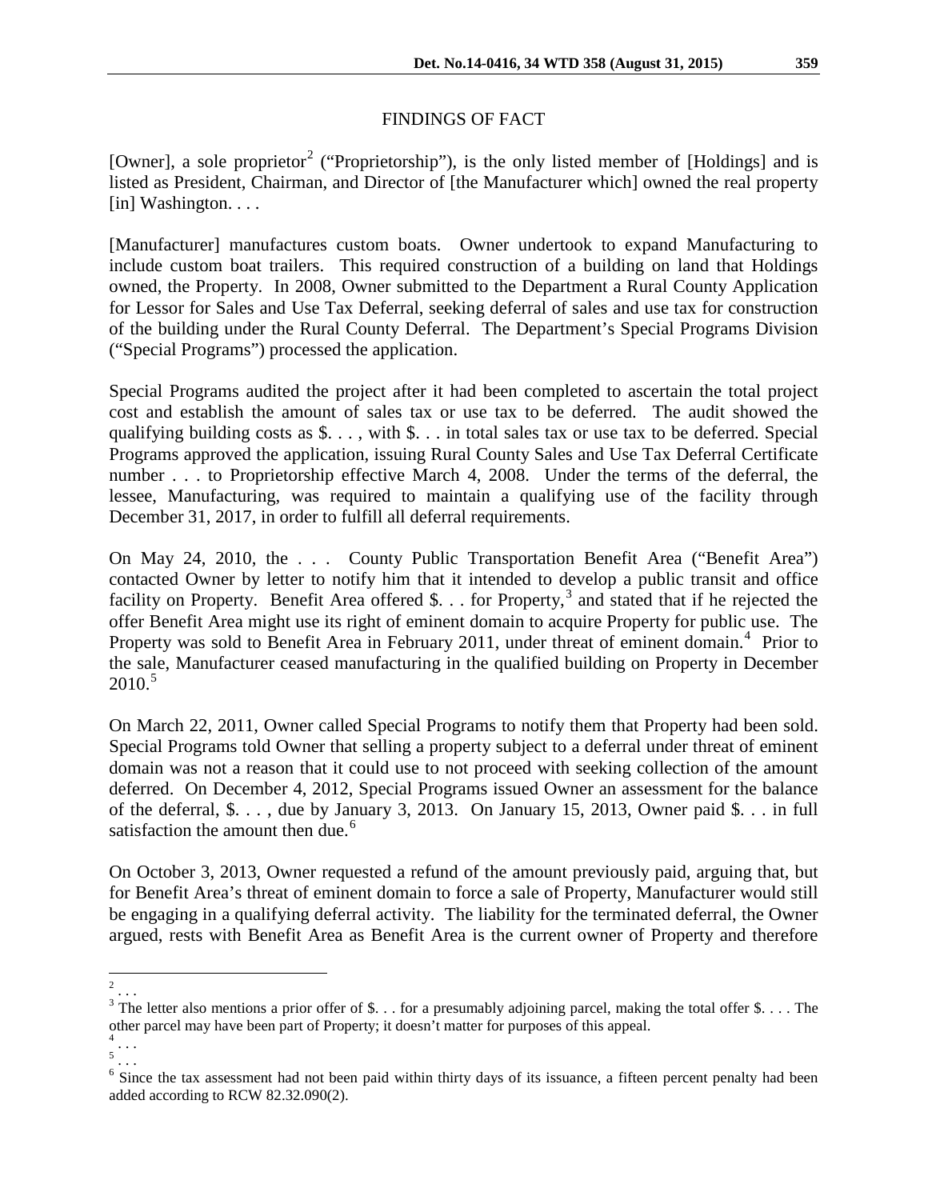## FINDINGS OF FACT

[Owner], a sole proprietor[2] ("Proprietorship"), is the only listed member of [Holdings] and is listed as President, Chairman, and Director of [the Manufacturer which] owned the real property [in] Washington. . . .

[Manufacturer] manufactures custom boats. Owner undertook to expand Manufacturing to include custom boat trailers. This required construction of a building on land that Holdings owned, the Property. In 2008, Owner submitted to the Department a Rural County Application for Lessor for Sales and Use Tax Deferral, seeking deferral of sales and use tax for construction of the building under the Rural County Deferral. The Department's Special Programs Division ("Special Programs") processed the application.

Special Programs audited the project after it had been completed to ascertain the total project cost and establish the amount of sales tax or use tax to be deferred. The audit showed the qualifying building costs as $. . . , with $. . . in total sales tax or use tax to be deferred. Special Programs approved the application, issuing Rural County Sales and Use Tax Deferral Certificate number . . . to Proprietorship effective March 4, 2008. Under the terms of the deferral, the lessee, Manufacturing, was required to maintain a qualifying use of the facility through December 31, 2017, in order to fulfill all deferral requirements.

On May 24, 2010, the . . . County Public Transportation Benefit Area ("Benefit Area") contacted Owner by letter to notify him that it intended to develop a public transit and office facility on Property. Benefit Area offered $. . . for Property,[3] and stated that if he rejected the offer Benefit Area might use its right of eminent domain to acquire Property for public use. The Property was sold to Benefit Area in February 2011, under threat of eminent domain.[4] Prior to the sale, Manufacturer ceased manufacturing in the qualified building on Property in December 2010.[5]

On March 22, 2011, Owner called Special Programs to notify them that Property had been sold. Special Programs told Owner that selling a property subject to a deferral under threat of eminent domain was not a reason that it could use to not proceed with seeking collection of the amount deferred. On December 4, 2012, Special Programs issued Owner an assessment for the balance of the deferral, $. . . , due by January 3, 2013. On January 15, 2013, Owner paid $. . . in full satisfaction the amount then due.[6]

On October 3, 2013, Owner requested a refund of the amount previously paid, arguing that, but for Benefit Area's threat of eminent domain to force a sale of Property, Manufacturer would still be engaging in a qualifying deferral activity. The liability for the terminated deferral, the Owner argued, rests with Benefit Area as Benefit Area is the current owner of Property and therefore

---

[2] . . .

[3] The letter also mentions a prior offer of $. . . for a presumably adjoining parcel, making the total offer $. . . . The other parcel may have been part of Property; it doesn't matter for purposes of this appeal.

[4] . . .

[5] . . .

[6] Since the tax assessment had not been paid within thirty days of its issuance, a fifteen percent penalty had been added according to RCW 82.32.090(2).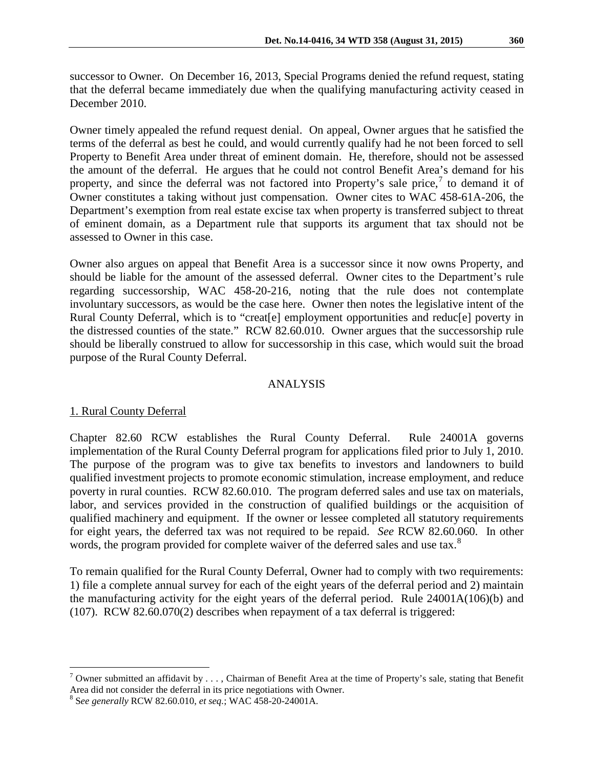successor to Owner. On December 16, 2013, Special Programs denied the refund request, stating that the deferral became immediately due when the qualifying manufacturing activity ceased in December 2010.

Owner timely appealed the refund request denial. On appeal, Owner argues that he satisfied the terms of the deferral as best he could, and would currently qualify had he not been forced to sell Property to Benefit Area under threat of eminent domain. He, therefore, should not be assessed the amount of the deferral. He argues that he could not control Benefit Area's demand for his property, and since the deferral was not factored into Property's sale price,[7] to demand it of Owner constitutes a taking without just compensation. Owner cites to WAC 458-61A-206, the Department's exemption from real estate excise tax when property is transferred subject to threat of eminent domain, as a Department rule that supports its argument that tax should not be assessed to Owner in this case.

Owner also argues on appeal that Benefit Area is a successor since it now owns Property, and should be liable for the amount of the assessed deferral. Owner cites to the Department's rule regarding successorship, WAC 458-20-216, noting that the rule does not contemplate involuntary successors, as would be the case here. Owner then notes the legislative intent of the Rural County Deferral, which is to "creat[e] employment opportunities and reduc[e] poverty in the distressed counties of the state." RCW 82.60.010. Owner argues that the successorship rule should be liberally construed to allow for successorship in this case, which would suit the broad purpose of the Rural County Deferral.

## ANALYSIS

1. Rural County Deferral

Chapter 82.60 RCW establishes the Rural County Deferral. Rule 24001A governs implementation of the Rural County Deferral program for applications filed prior to July 1, 2010. The purpose of the program was to give tax benefits to investors and landowners to build qualified investment projects to promote economic stimulation, increase employment, and reduce poverty in rural counties. RCW 82.60.010. The program deferred sales and use tax on materials, labor, and services provided in the construction of qualified buildings or the acquisition of qualified machinery and equipment. If the owner or lessee completed all statutory requirements for eight years, the deferred tax was not required to be repaid. *See* RCW 82.60.060. In other words, the program provided for complete waiver of the deferred sales and use tax.[8]

To remain qualified for the Rural County Deferral, Owner had to comply with two requirements: 1) file a complete annual survey for each of the eight years of the deferral period and 2) maintain the manufacturing activity for the eight years of the deferral period. Rule 24001A(106)(b) and (107). RCW 82.60.070(2) describes when repayment of a tax deferral is triggered:

---

[7] Owner submitted an affidavit by . . . , Chairman of Benefit Area at the time of Property's sale, stating that Benefit Area did not consider the deferral in its price negotiations with Owner.

[8] *See generally* RCW 82.60.010, *et seq*.; WAC 458-20-24001A.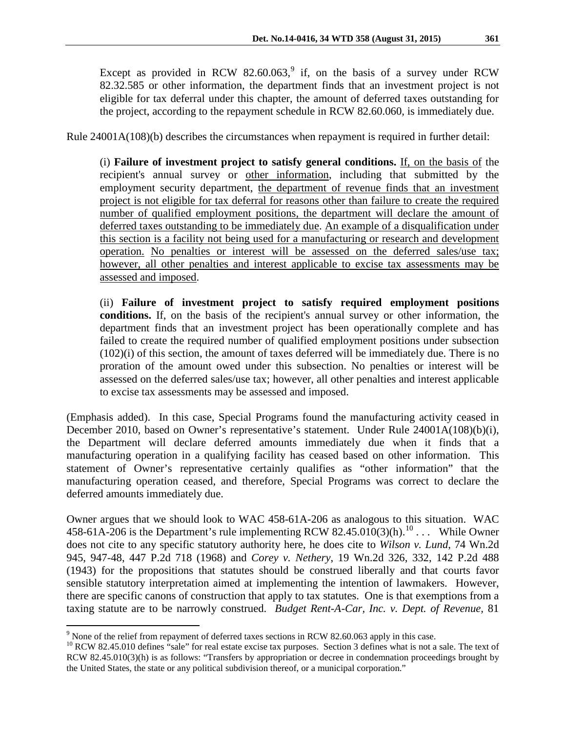> Except as provided in RCW 82.60.063,[9] if, on the basis of a survey under RCW 82.32.585 or other information, the department finds that an investment project is not eligible for tax deferral under this chapter, the amount of deferred taxes outstanding for the project, according to the repayment schedule in RCW 82.60.060, is immediately due.

Rule 24001A(108)(b) describes the circumstances when repayment is required in further detail:

> (i) **Failure of investment project to satisfy general conditions.** <u>If, on the basis of</u> the recipient's annual survey or <u>other information</u>, including that submitted by the employment security department, <u>the department of revenue finds that an investment project is not eligible for tax deferral for reasons other than failure to create the required number of qualified employment positions, the department will declare the amount of deferred taxes outstanding to be immediately due</u>. <u>An example of a disqualification under this section is a facility not being used for a manufacturing or research and development operation.</u> <u>No penalties or interest will be assessed on the deferred sales/use tax; however, all other penalties and interest applicable to excise tax assessments may be assessed and imposed</u>.
>
> (ii) **Failure of investment project to satisfy required employment positions conditions.** If, on the basis of the recipient's annual survey or other information, the department finds that an investment project has been operationally complete and has failed to create the required number of qualified employment positions under subsection (102)(i) of this section, the amount of taxes deferred will be immediately due. There is no proration of the amount owed under this subsection. No penalties or interest will be assessed on the deferred sales/use tax; however, all other penalties and interest applicable to excise tax assessments may be assessed and imposed.

(Emphasis added). In this case, Special Programs found the manufacturing activity ceased in December 2010, based on Owner's representative's statement. Under Rule 24001A(108)(b)(i), the Department will declare deferred amounts immediately due when it finds that a manufacturing operation in a qualifying facility has ceased based on other information. This statement of Owner's representative certainly qualifies as "other information" that the manufacturing operation ceased, and therefore, Special Programs was correct to declare the deferred amounts immediately due.

Owner argues that we should look to WAC 458-61A-206 as analogous to this situation. WAC 458-61A-206 is the Department's rule implementing RCW 82.45.010(3)(h).[10] . . . While Owner does not cite to any specific statutory authority here, he does cite to *Wilson v. Lund*, 74 Wn.2d 945, 947-48, 447 P.2d 718 (1968) and *Corey v. Nethery*, 19 Wn.2d 326, 332, 142 P.2d 488 (1943) for the propositions that statutes should be construed liberally and that courts favor sensible statutory interpretation aimed at implementing the intention of lawmakers. However, there are specific canons of construction that apply to tax statutes. One is that exemptions from a taxing statute are to be narrowly construed. *Budget Rent-A-Car, Inc. v. Dept. of Revenue*, 81

---

[9] None of the relief from repayment of deferred taxes sections in RCW 82.60.063 apply in this case.

[10] RCW 82.45.010 defines "sale" for real estate excise tax purposes. Section 3 defines what is not a sale. The text of RCW 82.45.010(3)(h) is as follows: "Transfers by appropriation or decree in condemnation proceedings brought by the United States, the state or any political subdivision thereof, or a municipal corporation."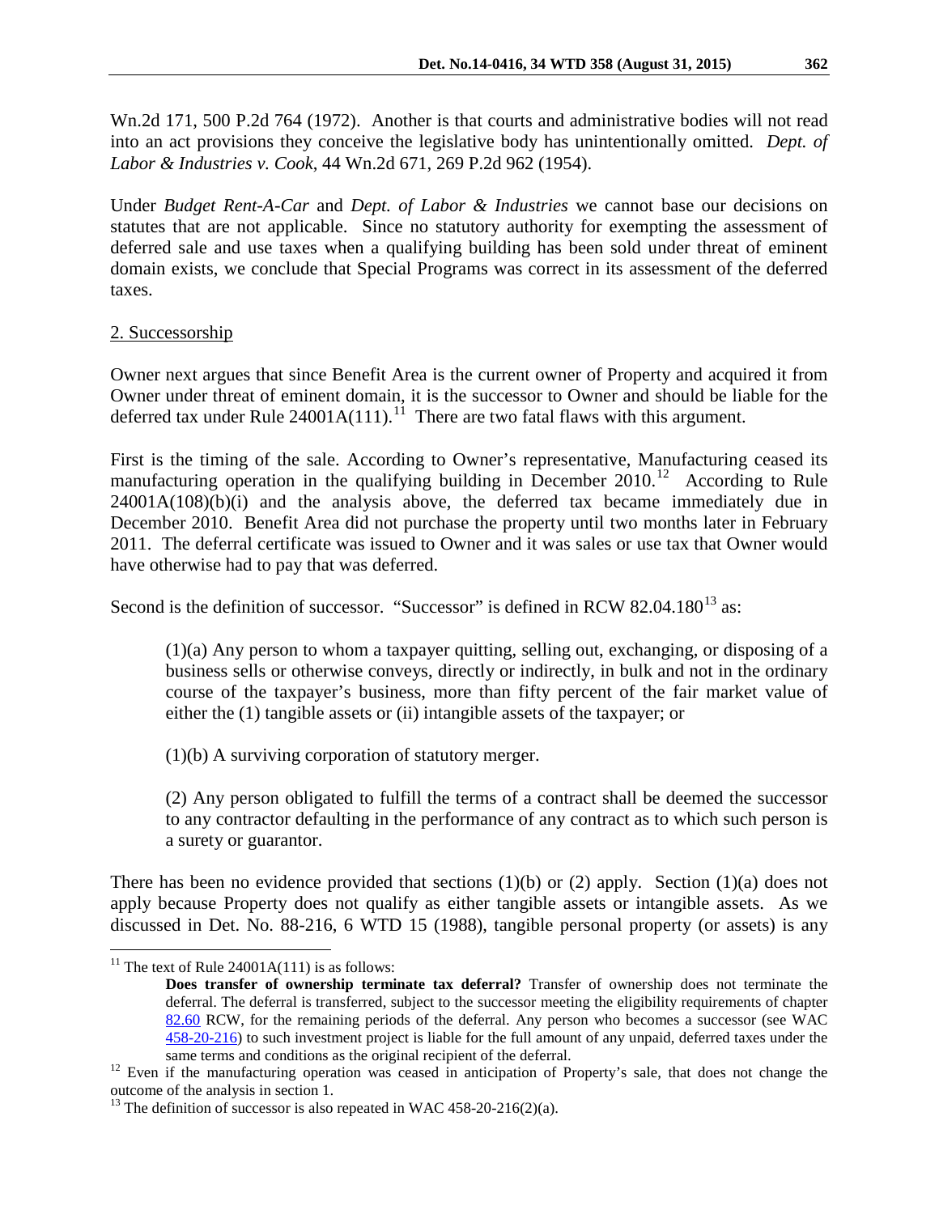Wn.2d 171, 500 P.2d 764 (1972). Another is that courts and administrative bodies will not read into an act provisions they conceive the legislative body has unintentionally omitted. *Dept. of Labor & Industries v. Cook*, 44 Wn.2d 671, 269 P.2d 962 (1954).

Under *Budget Rent-A-Car* and *Dept. of Labor & Industries* we cannot base our decisions on statutes that are not applicable. Since no statutory authority for exempting the assessment of deferred sale and use taxes when a qualifying building has been sold under threat of eminent domain exists, we conclude that Special Programs was correct in its assessment of the deferred taxes.

2. Successorship

Owner next argues that since Benefit Area is the current owner of Property and acquired it from Owner under threat of eminent domain, it is the successor to Owner and should be liable for the deferred tax under Rule 24001A(111).[11] There are two fatal flaws with this argument.

First is the timing of the sale. According to Owner's representative, Manufacturing ceased its manufacturing operation in the qualifying building in December 2010.[12] According to Rule 24001A(108)(b)(i) and the analysis above, the deferred tax became immediately due in December 2010. Benefit Area did not purchase the property until two months later in February 2011. The deferral certificate was issued to Owner and it was sales or use tax that Owner would have otherwise had to pay that was deferred.

Second is the definition of successor. "Successor" is defined in RCW 82.04.180[13] as:

> (1)(a) Any person to whom a taxpayer quitting, selling out, exchanging, or disposing of a business sells or otherwise conveys, directly or indirectly, in bulk and not in the ordinary course of the taxpayer's business, more than fifty percent of the fair market value of either the (1) tangible assets or (ii) intangible assets of the taxpayer; or
>
> (1)(b) A surviving corporation of statutory merger.
>
> (2) Any person obligated to fulfill the terms of a contract shall be deemed the successor to any contractor defaulting in the performance of any contract as to which such person is a surety or guarantor.

There has been no evidence provided that sections (1)(b) or (2) apply. Section (1)(a) does not apply because Property does not qualify as either tangible assets or intangible assets. As we discussed in Det. No. 88-216, 6 WTD 15 (1988), tangible personal property (or assets) is any

---

[11] The text of Rule 24001A(111) is as follows:

> **Does transfer of ownership terminate tax deferral?** Transfer of ownership does not terminate the deferral. The deferral is transferred, subject to the successor meeting the eligibility requirements of chapter 82.60 RCW, for the remaining periods of the deferral. Any person who becomes a successor (see WAC 458-20-216) to such investment project is liable for the full amount of any unpaid, deferred taxes under the same terms and conditions as the original recipient of the deferral.

[12] Even if the manufacturing operation was ceased in anticipation of Property's sale, that does not change the outcome of the analysis in section 1.

[13] The definition of successor is also repeated in WAC 458-20-216(2)(a).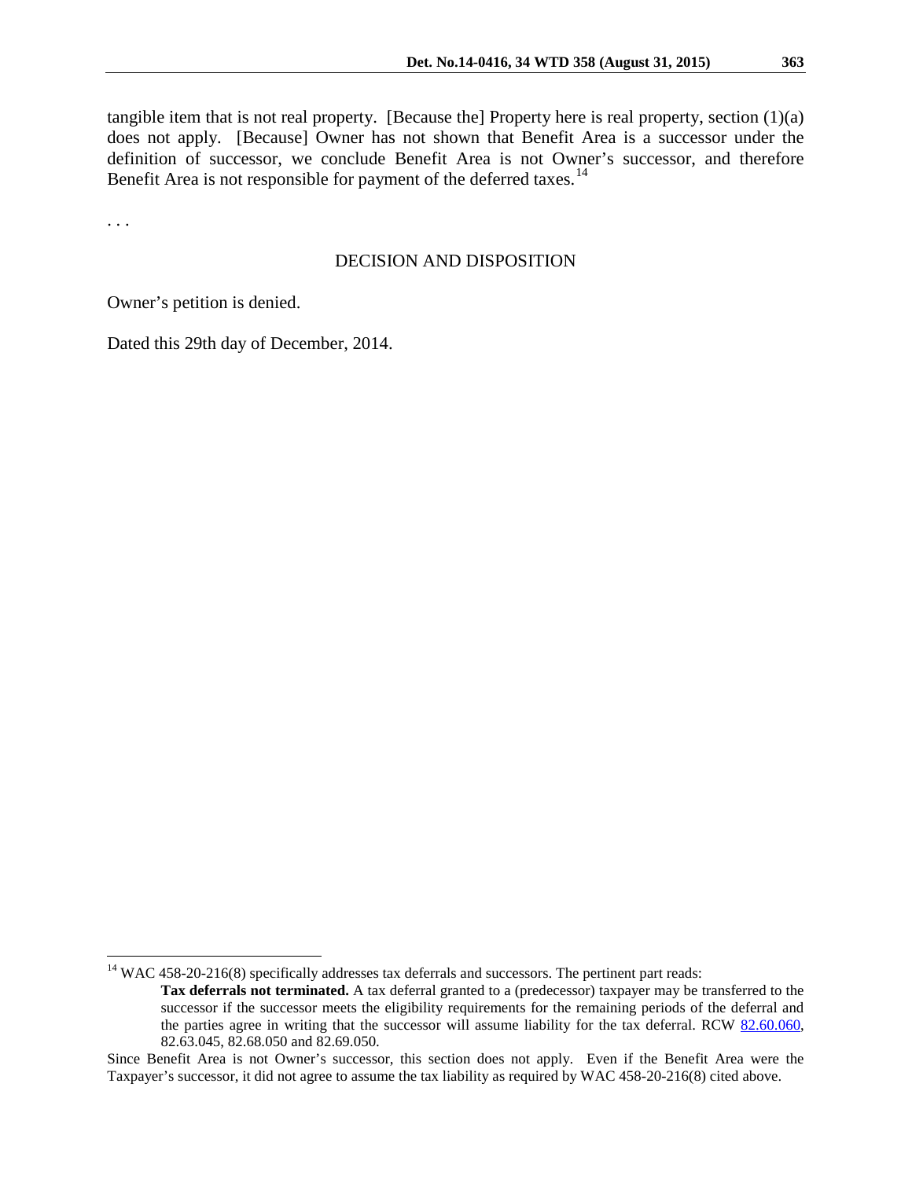tangible item that is not real property. [Because the] Property here is real property, section (1)(a) does not apply. [Because] Owner has not shown that Benefit Area is a successor under the definition of successor, we conclude Benefit Area is not Owner's successor, and therefore Benefit Area is not responsible for payment of the deferred taxes.[14]

. . .

## DECISION AND DISPOSITION

Owner's petition is denied.

Dated this 29th day of December, 2014.

---

[14] WAC 458-20-216(8) specifically addresses tax deferrals and successors. The pertinent part reads:

> **Tax deferrals not terminated.** A tax deferral granted to a (predecessor) taxpayer may be transferred to the successor if the successor meets the eligibility requirements for the remaining periods of the deferral and the parties agree in writing that the successor will assume liability for the tax deferral. RCW 82.60.060, 82.63.045, 82.68.050 and 82.69.050.

Since Benefit Area is not Owner's successor, this section does not apply. Even if the Benefit Area were the Taxpayer's successor, it did not agree to assume the tax liability as required by WAC 458-20-216(8) cited above.